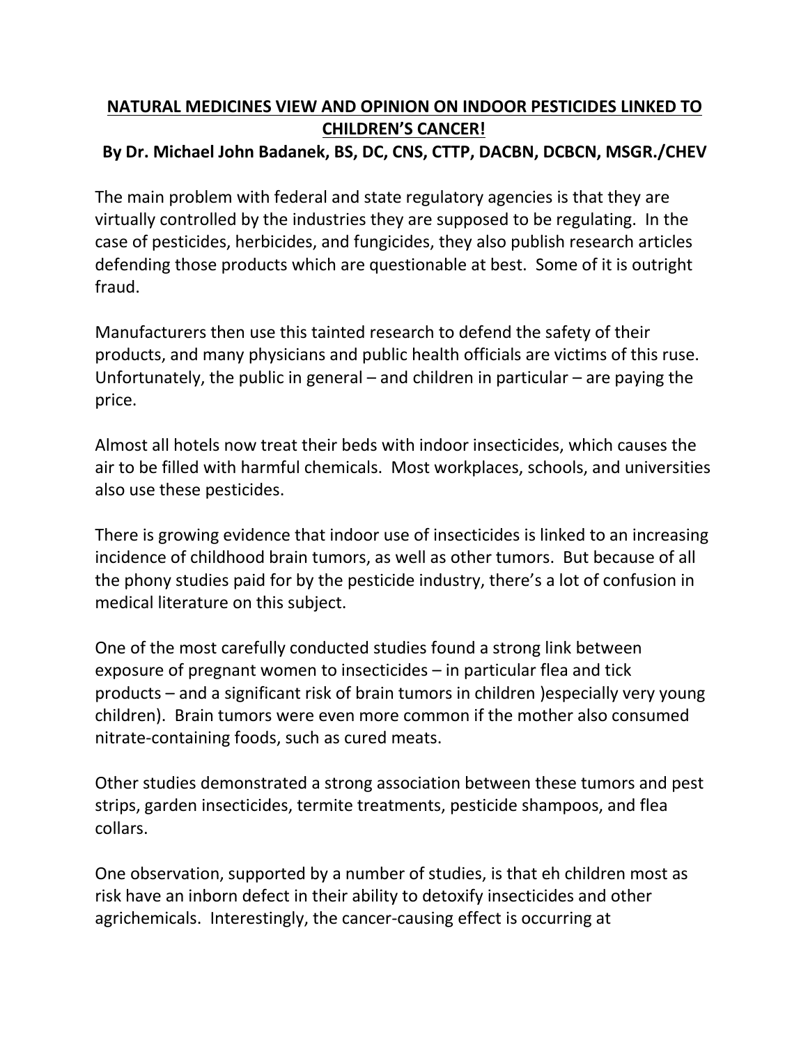# NATURAL MEDICINES VIEW AND OPINION ON INDOOR PESTICIDES LINKED TO CHILDREN'S CANCER!

**By Dr. Michael John Badanek, BS, DC, CNS, CTTP, DACBN, DCBCN, MSGR./CHEV**

The main problem with federal and state regulatory agencies is that they are virtually controlled by the industries they are supposed to be regulating. In the case of pesticides, herbicides, and fungicides, they also publish research articles defending those products which are questionable at best. Some of it is outright fraud.

Manufacturers then use this tainted research to defend the safety of their products, and many physicians and public health officials are victims of this ruse. Unfortunately, the public in general – and children in particular – are paying the price.

Almost all hotels now treat their beds with indoor insecticides, which causes the air to be filled with harmful chemicals. Most workplaces, schools, and universities also use these pesticides.

There is growing evidence that indoor use of insecticides is linked to an increasing incidence of childhood brain tumors, as well as other tumors. But because of all the phony studies paid for by the pesticide industry, there's a lot of confusion in medical literature on this subject.

One of the most carefully conducted studies found a strong link between exposure of pregnant women to insecticides – in particular flea and tick products – and a significant risk of brain tumors in children )especially very young children). Brain tumors were even more common if the mother also consumed nitrate-containing foods, such as cured meats.

Other studies demonstrated a strong association between these tumors and pest strips, garden insecticides, termite treatments, pesticide shampoos, and flea collars.

One observation, supported by a number of studies, is that eh children most as risk have an inborn defect in their ability to detoxify insecticides and other agrichemicals. Interestingly, the cancer-causing effect is occurring at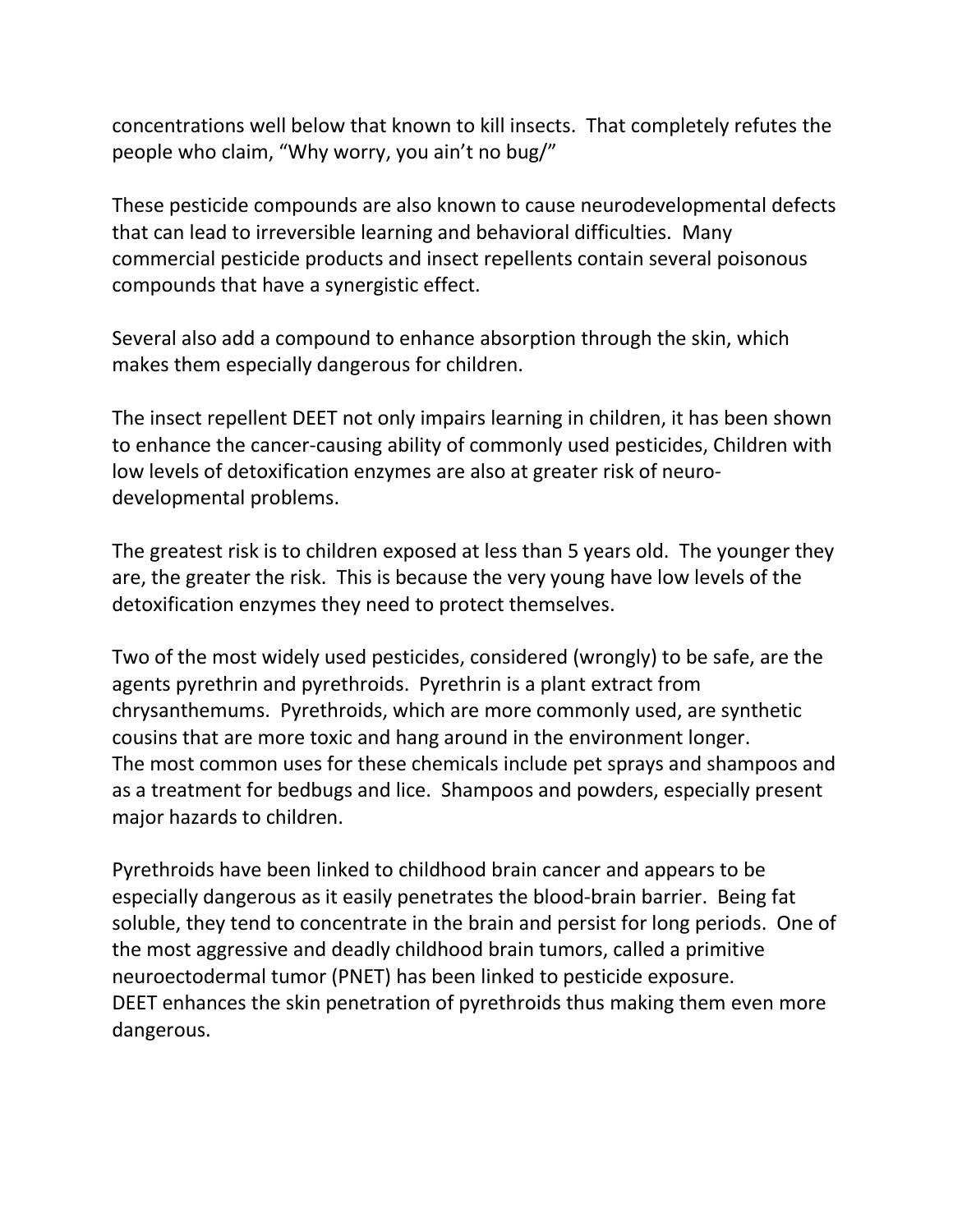concentrations well below that known to kill insects. That completely refutes the people who claim, "Why worry, you ain't no bug/"

These pesticide compounds are also known to cause neurodevelopmental defects that can lead to irreversible learning and behavioral difficulties. Many commercial pesticide products and insect repellents contain several poisonous compounds that have a synergistic effect.

Several also add a compound to enhance absorption through the skin, which makes them especially dangerous for children.

The insect repellent DEET not only impairs learning in children, it has been shown to enhance the cancer-causing ability of commonly used pesticides, Children with low levels of detoxification enzymes are also at greater risk of neuro-developmental problems.

The greatest risk is to children exposed at less than 5 years old. The younger they are, the greater the risk. This is because the very young have low levels of the detoxification enzymes they need to protect themselves.

Two of the most widely used pesticides, considered (wrongly) to be safe, are the agents pyrethrin and pyrethroids. Pyrethrin is a plant extract from chrysanthemums. Pyrethroids, which are more commonly used, are synthetic cousins that are more toxic and hang around in the environment longer.
The most common uses for these chemicals include pet sprays and shampoos and as a treatment for bedbugs and lice. Shampoos and powders, especially present major hazards to children.

Pyrethroids have been linked to childhood brain cancer and appears to be especially dangerous as it easily penetrates the blood-brain barrier. Being fat soluble, they tend to concentrate in the brain and persist for long periods. One of the most aggressive and deadly childhood brain tumors, called a primitive neuroectodermal tumor (PNET) has been linked to pesticide exposure.
DEET enhances the skin penetration of pyrethroids thus making them even more dangerous.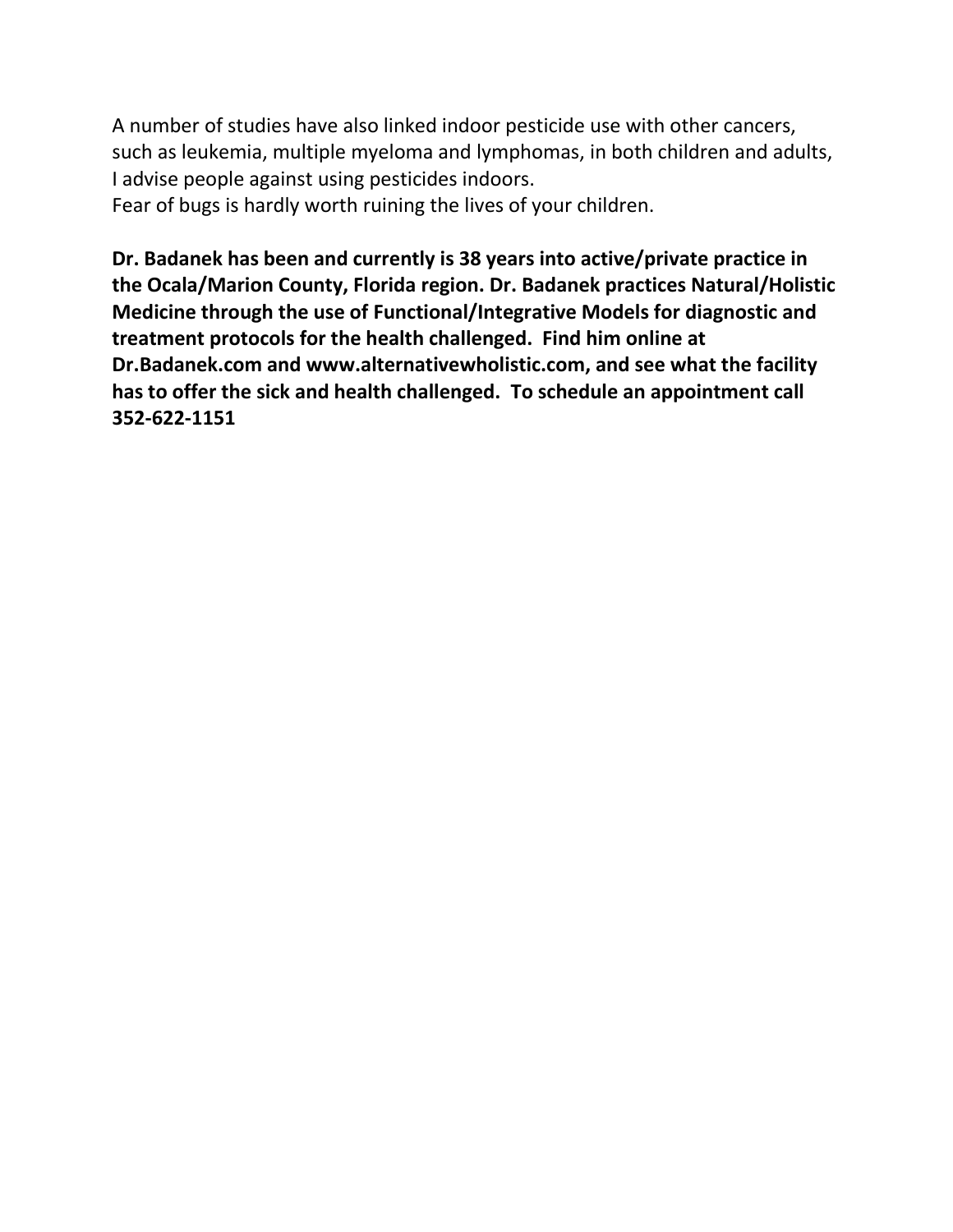A number of studies have also linked indoor pesticide use with other cancers, such as leukemia, multiple myeloma and lymphomas, in both children and adults, I advise people against using pesticides indoors.

Fear of bugs is hardly worth ruining the lives of your children.

**Dr. Badanek has been and currently is 38 years into active/private practice in the Ocala/Marion County, Florida region. Dr. Badanek practices Natural/Holistic Medicine through the use of Functional/Integrative Models for diagnostic and treatment protocols for the health challenged. Find him online at Dr.Badanek.com and www.alternativewholistic.com, and see what the facility has to offer the sick and health challenged. To schedule an appointment call 352-622-1151**